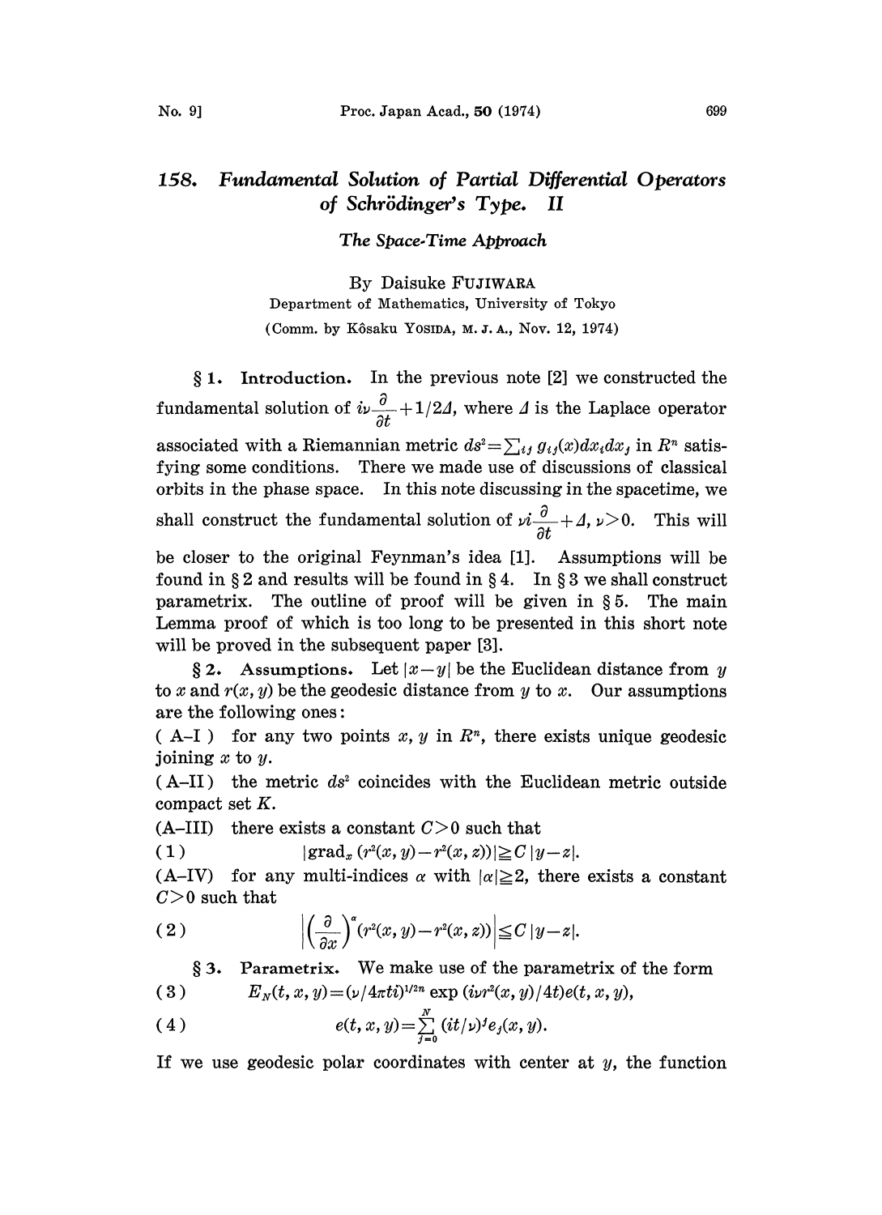# 158. Fundamental Solution of Partial Differential Operators of Schrödinger's Type. II

*The Space-Time Approach*

By Daisuke FUJIWARA

Department of Mathematics, University of Tokyo

(Comm. by Kôsaku YOSIDA, M. J. A., Nov. 12, 1974)

**§ 1. Introduction.** In the previous note [2] we constructed the fundamental solution of $i\nu\frac{\partial}{\partial t}+1/2\Delta$, where $\Delta$ is the Laplace operator associated with a Riemannian metric $ds^2=\sum_{ij} g_{ij}(x)dx_i dx_j$ in $R^n$ satisfying some conditions. There we made use of discussions of classical orbits in the phase space. In this note discussing in the spacetime, we shall construct the fundamental solution of $\nu i\frac{\partial}{\partial t}+\Delta$, $\nu>0$. This will be closer to the original Feynman's idea [1]. Assumptions will be found in § 2 and results will be found in § 4. In § 3 we shall construct parametrix. The outline of proof will be given in § 5. The main Lemma proof of which is too long to be presented in this short note will be proved in the subsequent paper [3].

**§ 2. Assumptions.** Let $|x-y|$ be the Euclidean distance from $y$ to $x$ and $r(x, y)$ be the geodesic distance from $y$ to $x$. Our assumptions are the following ones:

(A–I) for any two points $x$, $y$ in $R^n$, there exists unique geodesic joining $x$ to $y$.

(A–II) the metric $ds^2$ coincides with the Euclidean metric outside compact set $K$.

(A–III) there exists a constant $C>0$ such that

$$|\text{grad}_x (r^2(x, y)-r^2(x, z))|\geqq C\,|y-z|. \tag{1}$$

(A–IV) for any multi-indices $\alpha$ with $|\alpha|\geqq 2$, there exists a constant $C>0$ such that

$$\left|\left(\frac{\partial}{\partial x}\right)^{\alpha}(r^2(x, y)-r^2(x, z))\right|\leqq C\,|y-z|. \tag{2}$$

**§ 3. Parametrix.** We make use of the parametrix of the form

$$E_N(t, x, y)=(\nu/4\pi ti)^{1/2n}\exp\,(i\nu r^2(x, y)/4t)e(t, x, y), \tag{3}$$

$$e(t, x, y)=\sum_{j=0}^{N}(it/\nu)^j e_j(x, y). \tag{4}$$

If we use geodesic polar coordinates with center at $y$, the function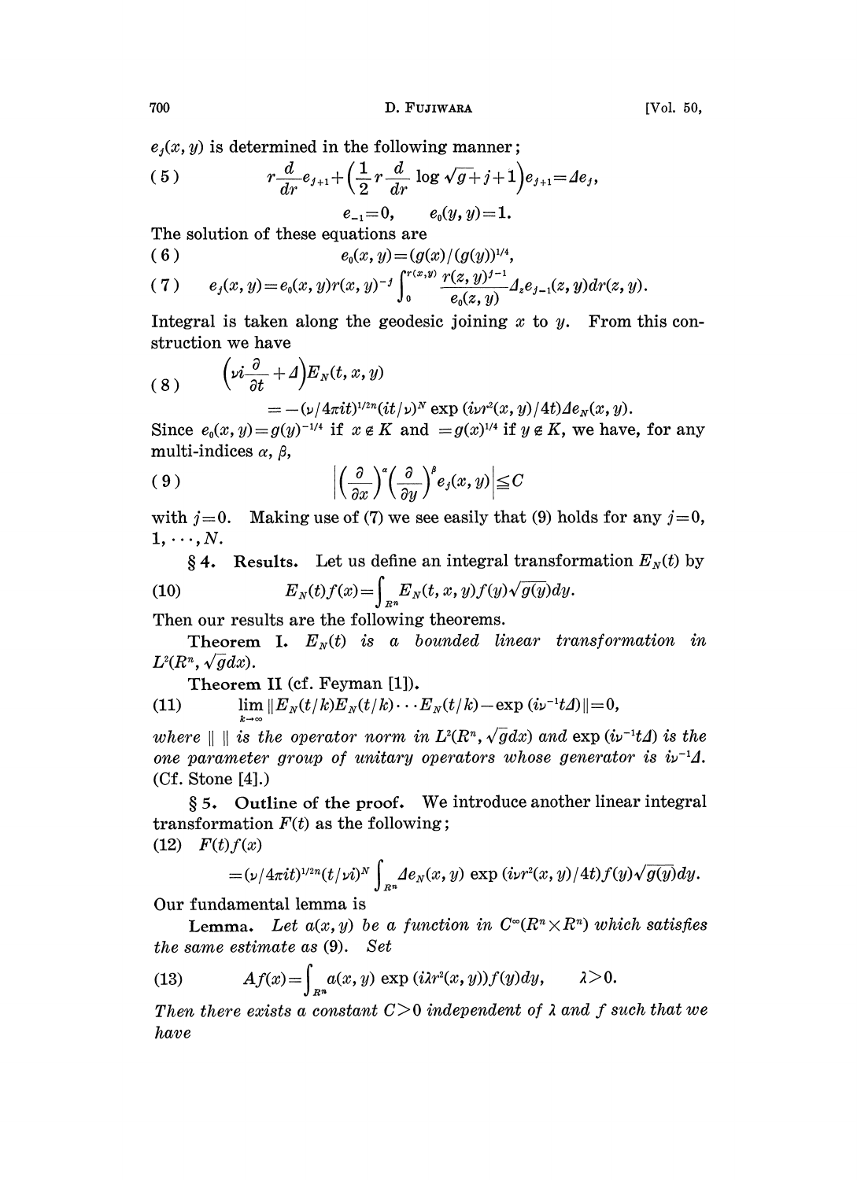$e_j(x, y)$ is determined in the following manner;

$$r\frac{d}{dr}e_{j+1}+\left(\frac{1}{2}r\frac{d}{dr}\log\sqrt{g}+j+1\right)e_{j+1}=\Delta e_j, \tag{5}$$

$$e_{-1}=0, \qquad e_0(y, y)=1.$$

The solution of these equations are

$$e_0(x, y)=(g(x)/(g(y))^{1/4}, \tag{6}$$

$$e_j(x, y)=e_0(x, y)r(x, y)^{-j}\int_0^{r(x,y)}\frac{r(z, y)^{j-1}}{e_0(z, y)}\Delta_z e_{j-1}(z, y)dr(z, y). \tag{7}$$

Integral is taken along the geodesic joining $x$ to $y$. From this construction we have

$$\left(\nu i\frac{\partial}{\partial t}+\Delta\right)E_N(t, x, y) \tag{8}$$

$$=-(\nu/4\pi it)^{1/2n}(it/\nu)^N\exp(i\nu r^2(x, y)/4t)\Delta e_N(x, y).$$

Since $e_0(x, y)=g(y)^{-1/4}$ if $x \notin K$ and $=g(x)^{1/4}$ if $y \notin K$, we have, for any multi-indices $\alpha$, $\beta$,

$$\left|\left(\frac{\partial}{\partial x}\right)^\alpha\left(\frac{\partial}{\partial y}\right)^\beta e_j(x, y)\right|\leqq C \tag{9}$$

with $j=0$. Making use of (7) we see easily that (9) holds for any $j=0, 1, \cdots, N$.

## § 4. Results.

Let us define an integral transformation $E_N(t)$ by

$$E_N(t)f(x)=\int_{R^n}E_N(t, x, y)f(y)\sqrt{g(y)}dy. \tag{10}$$

Then our results are the following theorems.

**Theorem I.** *$E_N(t)$ is a bounded linear transformation in $L^2(R^n, \sqrt{g}dx)$.*

**Theorem II** (cf. Feyman [1]).

$$\lim_{k\to\infty}\|E_N(t/k)E_N(t/k)\cdots E_N(t/k)-\exp(i\nu^{-1}t\Delta)\|=0, \tag{11}$$

*where $\| \ \|$ is the operator norm in $L^2(R^n, \sqrt{g}dx)$ and $\exp(i\nu^{-1}t\Delta)$ is the one parameter group of unitary operators whose generator is $i\nu^{-1}\Delta$.* (Cf. Stone [4].)

## § 5. Outline of the proof.

We introduce another linear integral transformation $F(t)$ as the following;

(12) $F(t)f(x)$

$$=(\nu/4\pi it)^{1/2n}(t/\nu i)^N\int_{R^n}\Delta e_N(x, y)\exp(i\nu r^2(x, y)/4t)f(y)\sqrt{g(y)}dy.$$

Our fundamental lemma is

**Lemma.** *Let $a(x, y)$ be a function in $C^\infty(R^n\times R^n)$ which satisfies the same estimate as (9). Set*

$$Af(x)=\int_{R^n}a(x, y)\exp(i\lambda r^2(x, y))f(y)dy, \qquad \lambda>0. \tag{13}$$

*Then there exists a constant $C>0$ independent of $\lambda$ and $f$ such that we have*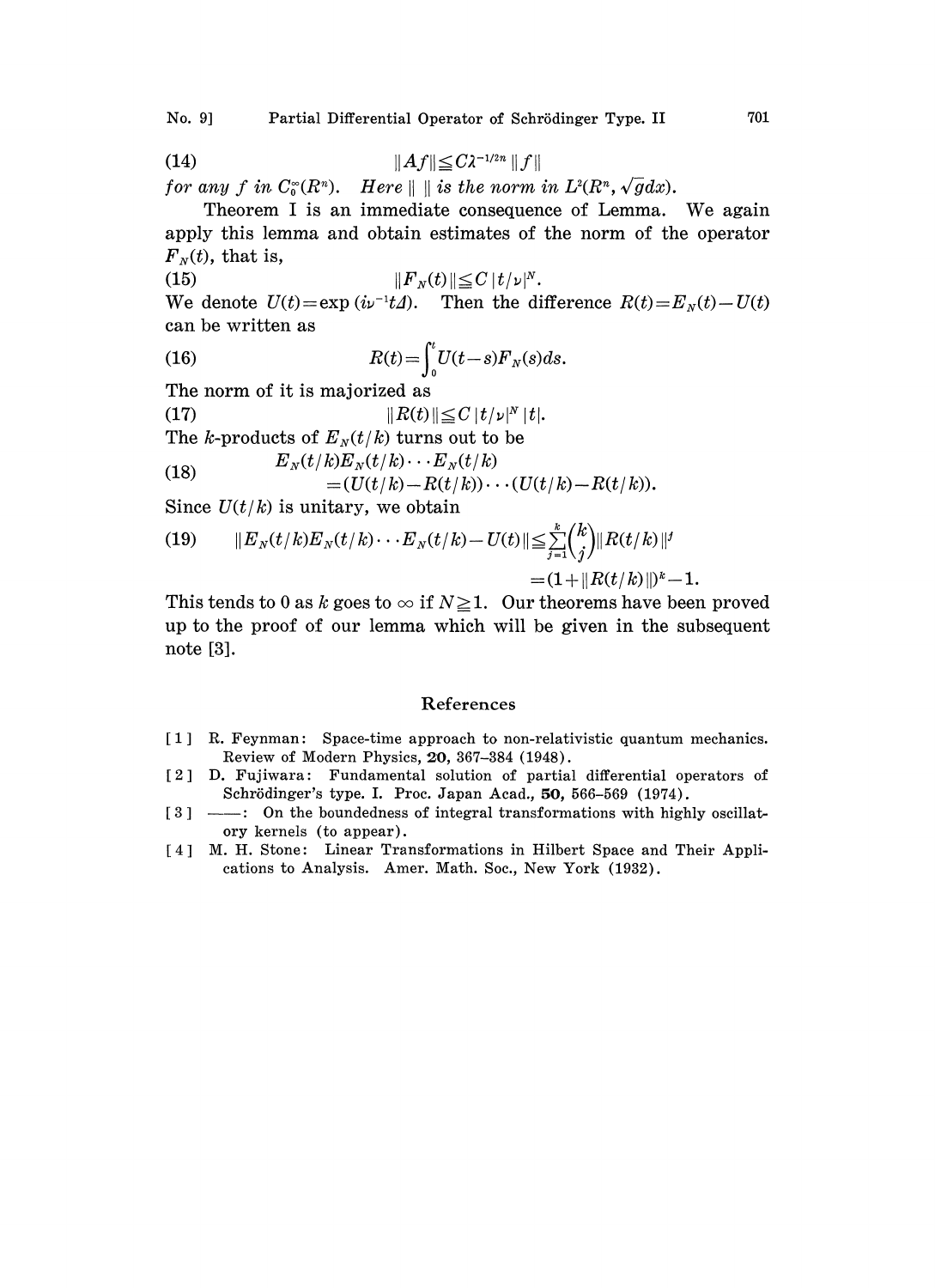$$\|Af\| \leq C\lambda^{-1/2n} \|f\| \tag{14}$$

*for any f in* $C_0^\infty(R^n)$. *Here* $\|\ \|$ *is the norm in* $L^2(R^n, \sqrt{g}dx)$.

Theorem I is an immediate consequence of Lemma. We again apply this lemma and obtain estimates of the norm of the operator $F_N(t)$, that is,

$$\|F_N(t)\| \leq C\,|t/\nu|^N. \tag{15}$$

We denote $U(t) = \exp(i\nu^{-1}t\Delta)$. Then the difference $R(t) = E_N(t) - U(t)$ can be written as

$$R(t) = \int_0^t U(t-s)F_N(s)ds. \tag{16}$$

The norm of it is majorized as

$$\|R(t)\| \leq C\,|t/\nu|^N\,|t|. \tag{17}$$

The $k$-products of $E_N(t/k)$ turns out to be

$$\begin{aligned} &E_N(t/k)E_N(t/k)\cdots E_N(t/k) \\ &\quad = (U(t/k) - R(t/k))\cdots(U(t/k) - R(t/k)). \end{aligned} \tag{18}$$

Since $U(t/k)$ is unitary, we obtain

$$\begin{aligned} \|E_N(t/k)E_N(t/k)\cdots E_N(t/k) - U(t)\| &\leq \sum_{j=1}^{k}\binom{k}{j}\|R(t/k)\|^j \\ &= (1 + \|R(t/k)\|)^k - 1. \end{aligned} \tag{19}$$

This tends to 0 as $k$ goes to $\infty$ if $N \geq 1$. Our theorems have been proved up to the proof of our lemma which will be given in the subsequent note [3].

## References

[1] R. Feynman: Space-time approach to non-relativistic quantum mechanics. Review of Modern Physics, **20**, 367–384 (1948).

[2] D. Fujiwara: Fundamental solution of partial differential operators of Schrödinger's type. I. Proc. Japan Acad., **50**, 566–569 (1974).

[3] ——: On the boundedness of integral transformations with highly oscillatory kernels (to appear).

[4] M. H. Stone: Linear Transformations in Hilbert Space and Their Applications to Analysis. Amer. Math. Soc., New York (1932).